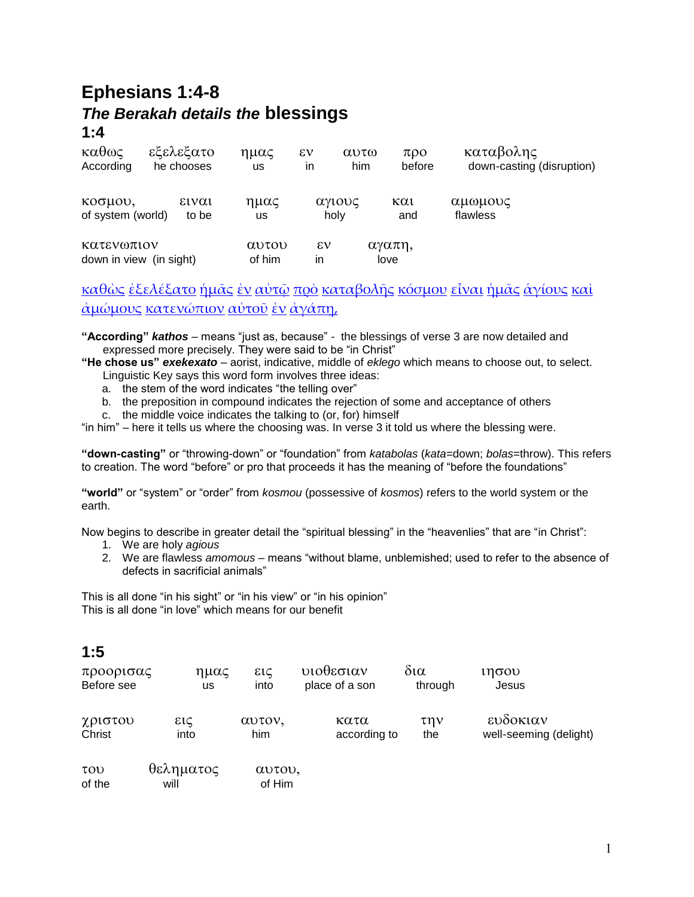# Ephesians 1:4-8

## *The Berakah details the* blessings

### 1:4

| καθως | εξελεξατο | ημας | εν | αυτω | προ | καταβολης |
|---|---|---|---|---|---|---|
| According | he chooses | us | in | him | before | down-casting (disruption) |

| κοσμου, | ειναι | ημας | αγιους | και | αμωμους |
|---|---|---|---|---|---|
| of system (world) | to be | us | holy | and | flawless |

| κατενωπιον | αυτου | εν | αγαπη, |
|---|---|---|---|
| down in view (in sight) | of him | in | love |

καθὼς ἐξελέξατο ἡμᾶς ἐν αὐτῷ πρὸ καταβολῆς κόσμου εἶναι ἡμᾶς ἁγίους καὶ ἀμώμους κατενώπιον αὐτοῦ ἐν ἀγάπῃ,

**"According"** ***kathos*** – means "just as, because" - the blessings of verse 3 are now detailed and expressed more precisely. They were said to be "in Christ"

**"He chose us"** ***exekexato*** – aorist, indicative, middle of *eklego* which means to choose out, to select. Linguistic Key says this word form involves three ideas:

a. the stem of the word indicates "the telling over"
b. the preposition in compound indicates the rejection of some and acceptance of others
c. the middle voice indicates the talking to (or, for) himself

"in him" – here it tells us where the choosing was. In verse 3 it told us where the blessing were.

**"down-casting"** or "throwing-down" or "foundation" from *katabolas* (*kata*=down; *bolas*=throw). This refers to creation. The word "before" or pro that proceeds it has the meaning of "before the foundations"

**"world"** or "system" or "order" from *kosmou* (possessive of *kosmos*) refers to the world system or the earth.

Now begins to describe in greater detail the "spiritual blessing" in the "heavenlies" that are "in Christ":

1. We are holy *agious*
2. We are flawless *amomous* – means "without blame, unblemished; used to refer to the absence of defects in sacrificial animals"

This is all done "in his sight" or "in his view" or "in his opinion"
This is all done "in love" which means for our benefit

### 1:5

| προορισας | ημας | εις | υιοθεσιαν | δια | ιησου |
|---|---|---|---|---|---|
| Before see | us | into | place of a son | through | Jesus |

| χριστου | εις | αυτον, | κατα | την | ευδοκιαν |
|---|---|---|---|---|---|
| Christ | into | him | according to | the | well-seeming (delight) |

| του | θεληματος | αυτου, |
|---|---|---|
| of the | will | of Him |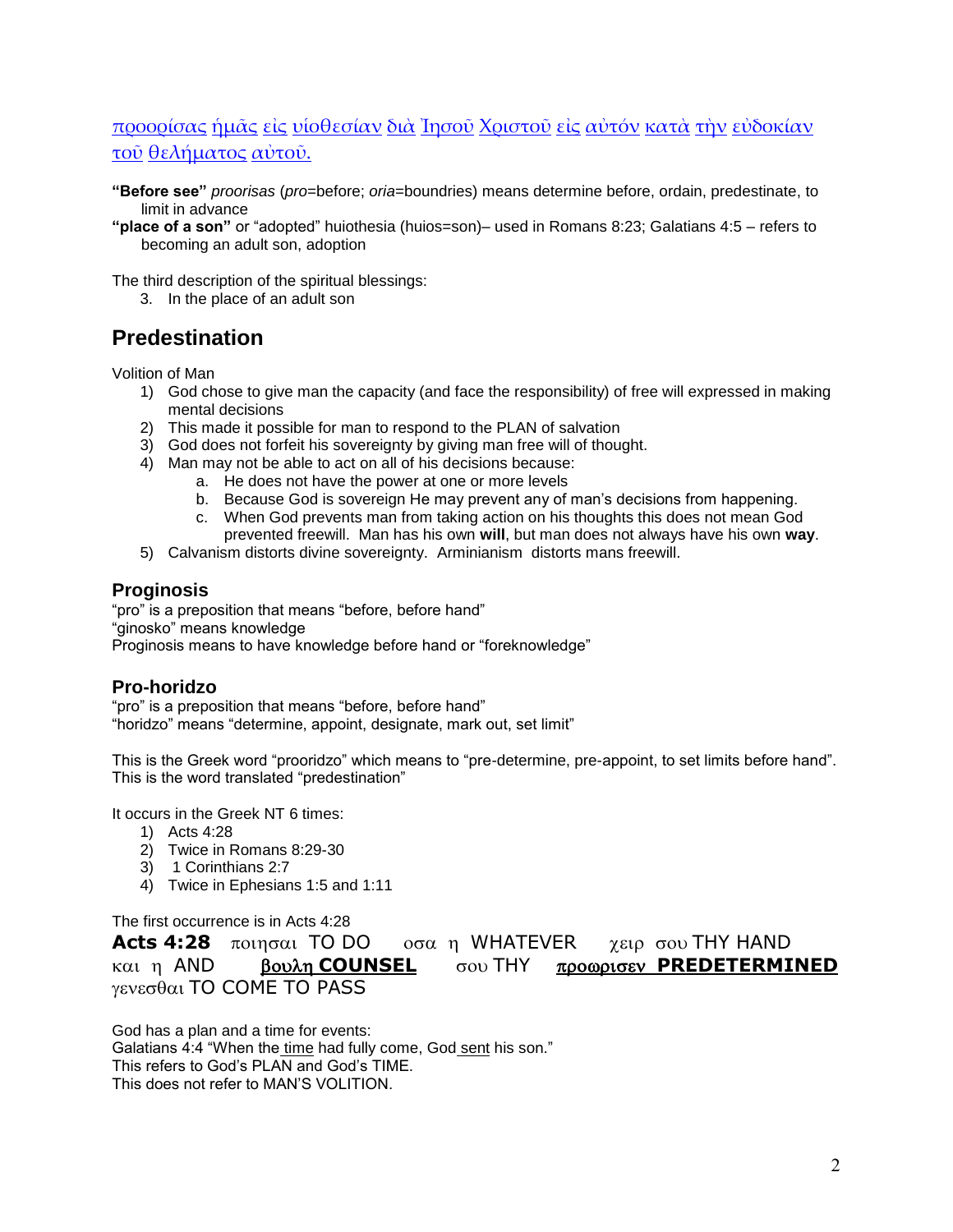προορίσας ἡμᾶς εἰς υἱοθεσίαν διὰ Ἰησοῦ Χριστοῦ εἰς αὐτόν κατὰ τὴν εὐδοκίαν τοῦ θελήματος αὐτοῦ.

**"Before see"** *proorisas* (*pro*=before; *oria*=boundries) means determine before, ordain, predestinate, to limit in advance

**"place of a son"** or "adopted" huiothesia (huios=son)– used in Romans 8:23; Galatians 4:5 – refers to becoming an adult son, adoption

The third description of the spiritual blessings:

3. In the place of an adult son

## Predestination

Volition of Man

1) God chose to give man the capacity (and face the responsibility) of free will expressed in making mental decisions
2) This made it possible for man to respond to the PLAN of salvation
3) God does not forfeit his sovereignty by giving man free will of thought.
4) Man may not be able to act on all of his decisions because:
   a. He does not have the power at one or more levels
   b. Because God is sovereign He may prevent any of man's decisions from happening.
   c. When God prevents man from taking action on his thoughts this does not mean God prevented freewill. Man has his own **will**, but man does not always have his own **way**.
5) Calvanism distorts divine sovereignty. Arminianism distorts mans freewill.

### Proginosis

"pro" is a preposition that means "before, before hand"
"ginosko" means knowledge
Proginosis means to have knowledge before hand or "foreknowledge"

### Pro-horidzo

"pro" is a preposition that means "before, before hand"
"horidzo" means "determine, appoint, designate, mark out, set limit"

This is the Greek word "prooridzo" which means to "pre-determine, pre-appoint, to set limits before hand". This is the word translated "predestination"

It occurs in the Greek NT 6 times:

1) Acts 4:28
2) Twice in Romans 8:29-30
3) 1 Corinthians 2:7
4) Twice in Ephesians 1:5 and 1:11

The first occurrence is in Acts 4:28

**Acts 4:28** ποιησαι TO DO οσα η WHATEVER χειρ σου THY HAND και η AND **βουλη COUNSEL** σου THY **προωρισεν PREDETERMINED** γενεσθαι TO COME TO PASS

God has a plan and a time for events:
Galatians 4:4 "When the time had fully come, God sent his son."
This refers to God's PLAN and God's TIME.
This does not refer to MAN'S VOLITION.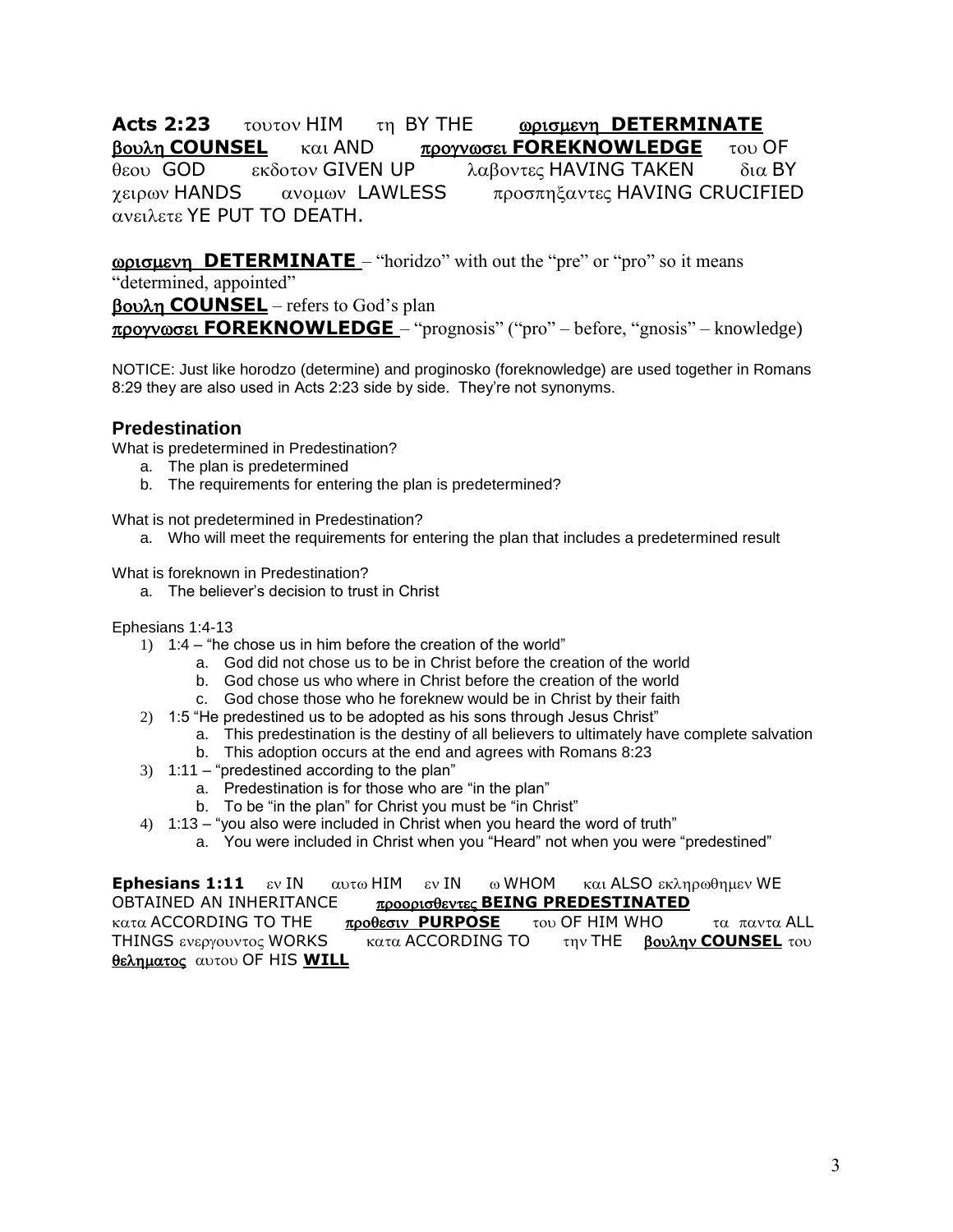**Acts 2:23** τουτον HIM τη BY THE **<u>ωρισμενη DETERMINATE</u>** **<u>βουλη COUNSEL</u>** και AND **<u>προγνωσει FOREKNOWLEDGE</u>** του OF θεου GOD εκδοτον GIVEN UP λαβοντες HAVING TAKEN δια BY χειρων HANDS ανομων LAWLESS προσπηξαντες HAVING CRUCIFIED ανειλετε YE PUT TO DEATH.

**<u>ωρισμενη DETERMINATE</u>** – "horidzo" with out the "pre" or "pro" so it means "determined, appointed"
**<u>βουλη COUNSEL</u>** – refers to God's plan
**<u>προγνωσει FOREKNOWLEDGE</u>** – "prognosis" ("pro" – before, "gnosis" – knowledge)

NOTICE: Just like horodzo (determine) and proginosko (foreknowledge) are used together in Romans 8:29 they are also used in Acts 2:23 side by side. They're not synonyms.

## Predestination

What is predetermined in Predestination?

a. The plan is predetermined
b. The requirements for entering the plan is predetermined?

What is not predetermined in Predestination?

a. Who will meet the requirements for entering the plan that includes a predetermined result

What is foreknown in Predestination?

a. The believer's decision to trust in Christ

Ephesians 1:4-13

1) 1:4 – "he chose us in him before the creation of the world"
   a. God did not chose us to be in Christ before the creation of the world
   b. God chose us who where in Christ before the creation of the world
   c. God chose those who he foreknew would be in Christ by their faith
2) 1:5 "He predestined us to be adopted as his sons through Jesus Christ"
   a. This predestination is the destiny of all believers to ultimately have complete salvation
   b. This adoption occurs at the end and agrees with Romans 8:23
3) 1:11 – "predestined according to the plan"
   a. Predestination is for those who are "in the plan"
   b. To be "in the plan" for Christ you must be "in Christ"
4) 1:13 – "you also were included in Christ when you heard the word of truth"
   a. You were included in Christ when you "Heard" not when you were "predestined"

**Ephesians 1:11** εν IN αυτω HIM εν IN ω WHOM και ALSO εκληρωθημεν WE OBTAINED AN INHERITANCE **<u>προορισθεντες BEING PREDESTINATED</u>** κατα ACCORDING TO THE **<u>προθεσιν PURPOSE</u>** του OF HIM WHO τα παντα ALL THINGS ενεργουντος WORKS κατα ACCORDING TO την THE **<u>βουλην COUNSEL</u>** του **<u>θεληματος</u>** αυτου OF HIS **<u>WILL</u>**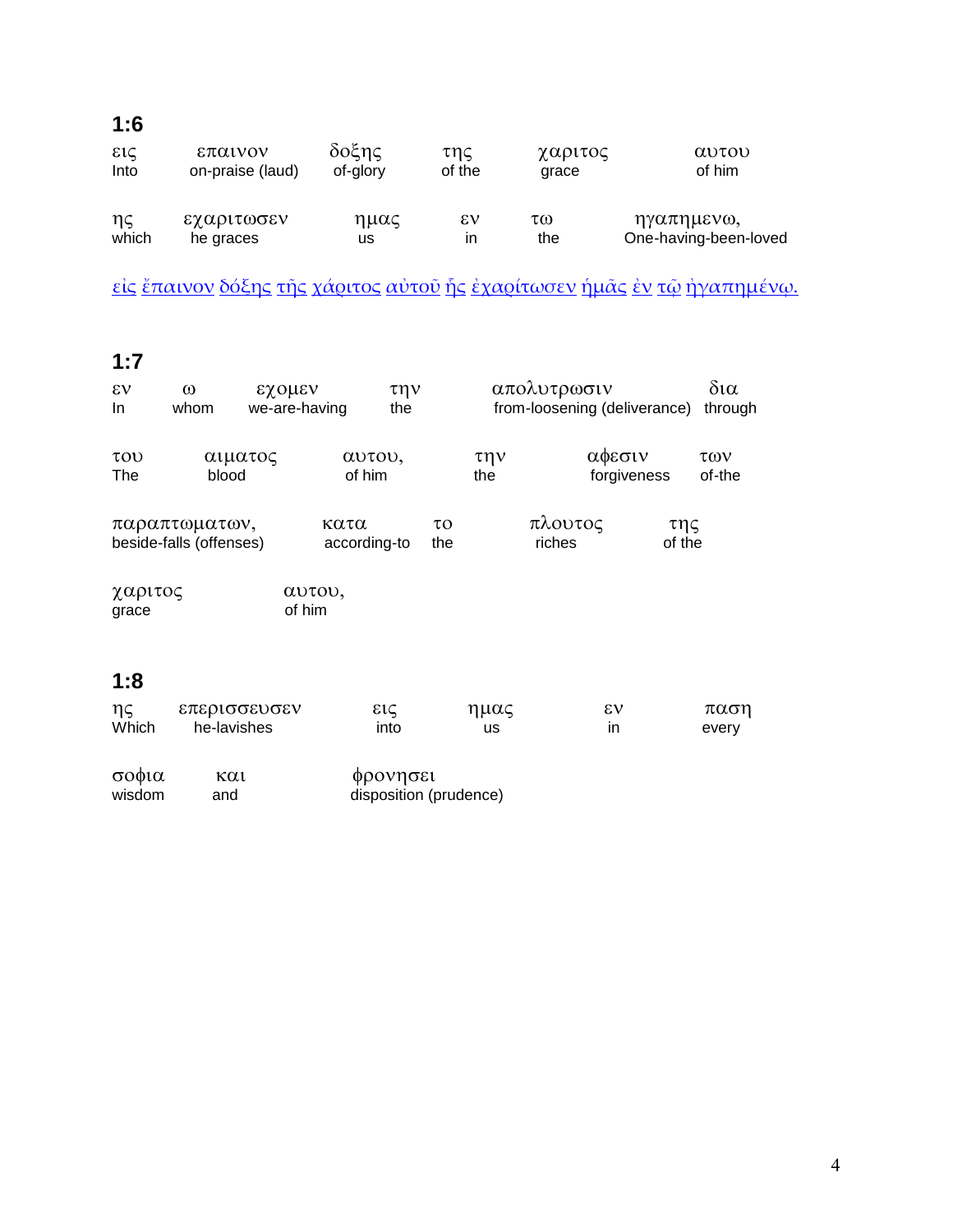**1:6**

| | | | | | |
|---|---|---|---|---|---|
| εις | επαινον | δοξης | της | χαριτος | αυτου |
| Into | on-praise (laud) | of-glory | of the | grace | of him |
| ης | εχαριτωσεν | ημας | εν | τω | ηγαπημενω, |
| which | he graces | us | in | the | One-having-been-loved |

εἰς ἔπαινον δόξης τῆς χάριτος αὐτοῦ ἧς ἐχαρίτωσεν ἡμᾶς ἐν τῷ ἠγαπημένῳ.

**1:7**

| | | | | | |
|---|---|---|---|---|---|
| εν | ω | εχομεν | την | απολυτρωσιν | δια |
| In | whom | we-are-having | the | from-loosening (deliverance) | through |
| του | αιματος | αυτου, | την | αφεσιν | των |
| The | blood | of him | the | forgiveness | of-the |
| παραπτωματων, | κατα | το | πλουτος | της | |
| beside-falls (offenses) | according-to | the | riches | of the | |
| χαριτος | αυτου, | | | | |
| grace | of him | | | | |

**1:8**

| | | | | | |
|---|---|---|---|---|---|
| ης | επερισσευσεν | εις | ημας | εν | παση |
| Which | he-lavishes | into | us | in | every |
| σοφια | και | φρονησει | | | |
| wisdom | and | disposition (prudence) | | | |